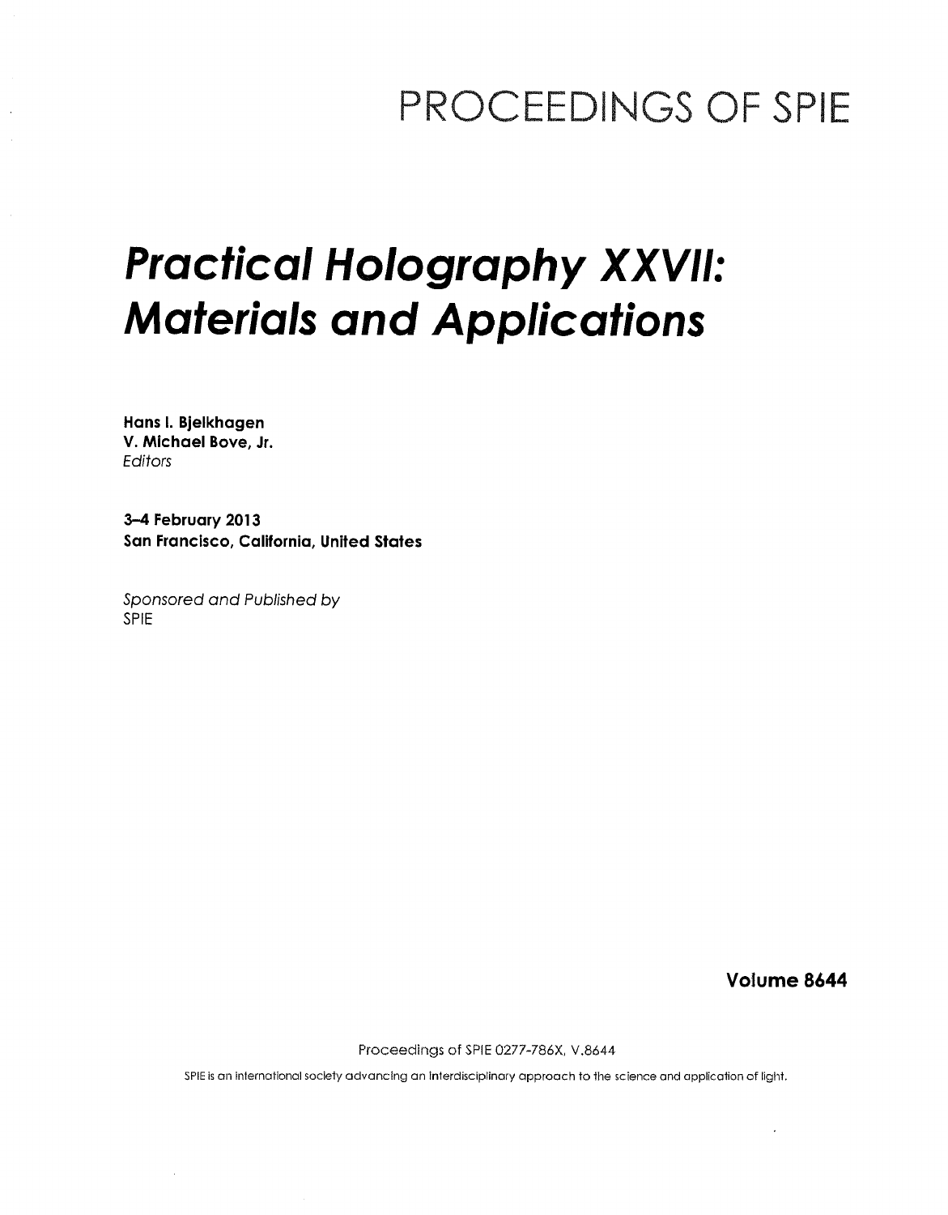# PROCEEDINGS OF SPIE

# *Practical Holography XXVII: Materials and Applications*

**Hans I. Bjelkhagen**
**V. Michael Bove, Jr.**
*Editors*

**3–4 February 2013**
**San Francisco, California, United States**

*Sponsored and Published by*
SPIE

**Volume 8644**

Proceedings of SPIE 0277-786X, V.8644

SPIE is an international society advancing an interdisciplinary approach to the science and application of light.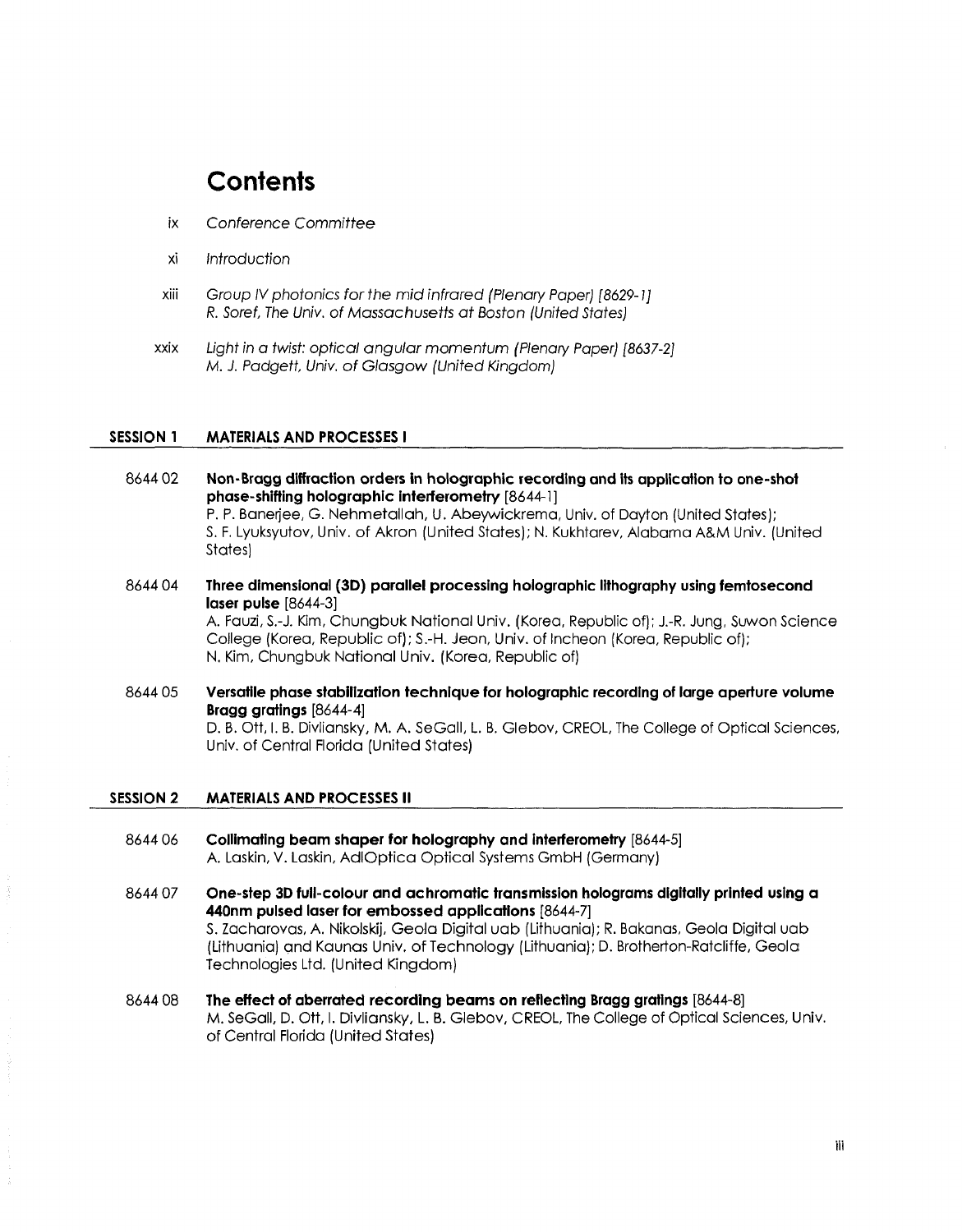# Contents

ix *Conference Committee*

xi *Introduction*

xiii *Group IV photonics for the mid infrared (Plenary Paper) [8629-1]*
*R. Soref, The Univ. of Massachusetts at Boston (United States)*

xxix *Light in a twist: optical angular momentum (Plenary Paper) [8637-2]*
*M. J. Padgett, Univ. of Glasgow (United Kingdom)*

## SESSION 1 MATERIALS AND PROCESSES I

8644 02 **Non-Bragg diffraction orders in holographic recording and its application to one-shot phase-shifting holographic interferometry** [8644-1]
P. P. Banerjee, G. Nehmetallah, U. Abeywickrema, Univ. of Dayton (United States); S. F. Lyuksyutov, Univ. of Akron (United States); N. Kukhtarev, Alabama A&M Univ. (United States)

8644 04 **Three dimensional (3D) parallel processing holographic lithography using femtosecond laser pulse** [8644-3]
A. Fauzi, S.-J. Kim, Chungbuk National Univ. (Korea, Republic of); J.-R. Jung, Suwon Science College (Korea, Republic of); S.-H. Jeon, Univ. of Incheon (Korea, Republic of); N. Kim, Chungbuk National Univ. (Korea, Republic of)

8644 05 **Versatile phase stabilization technique for holographic recording of large aperture volume Bragg gratings** [8644-4]
D. B. Ott, I. B. Divliansky, M. A. SeGall, L. B. Glebov, CREOL, The College of Optical Sciences, Univ. of Central Florida (United States)

## SESSION 2 MATERIALS AND PROCESSES II

8644 06 **Collimating beam shaper for holography and interferometry** [8644-5]
A. Laskin, V. Laskin, AdlOptica Optical Systems GmbH (Germany)

8644 07 **One-step 3D full-colour and achromatic transmission holograms digitally printed using a 440nm pulsed laser for embossed applications** [8644-7]
S. Zacharovas, A. Nikolskij, Geola Digital uab (Lithuania); R. Bakanas, Geola Digital uab (Lithuania) and Kaunas Univ. of Technology (Lithuania); D. Brotherton-Ratcliffe, Geola Technologies Ltd. (United Kingdom)

8644 08 **The effect of aberrated recording beams on reflecting Bragg gratings** [8644-8]
M. SeGall, D. Ott, I. Divliansky, L. B. Glebov, CREOL, The College of Optical Sciences, Univ. of Central Florida (United States)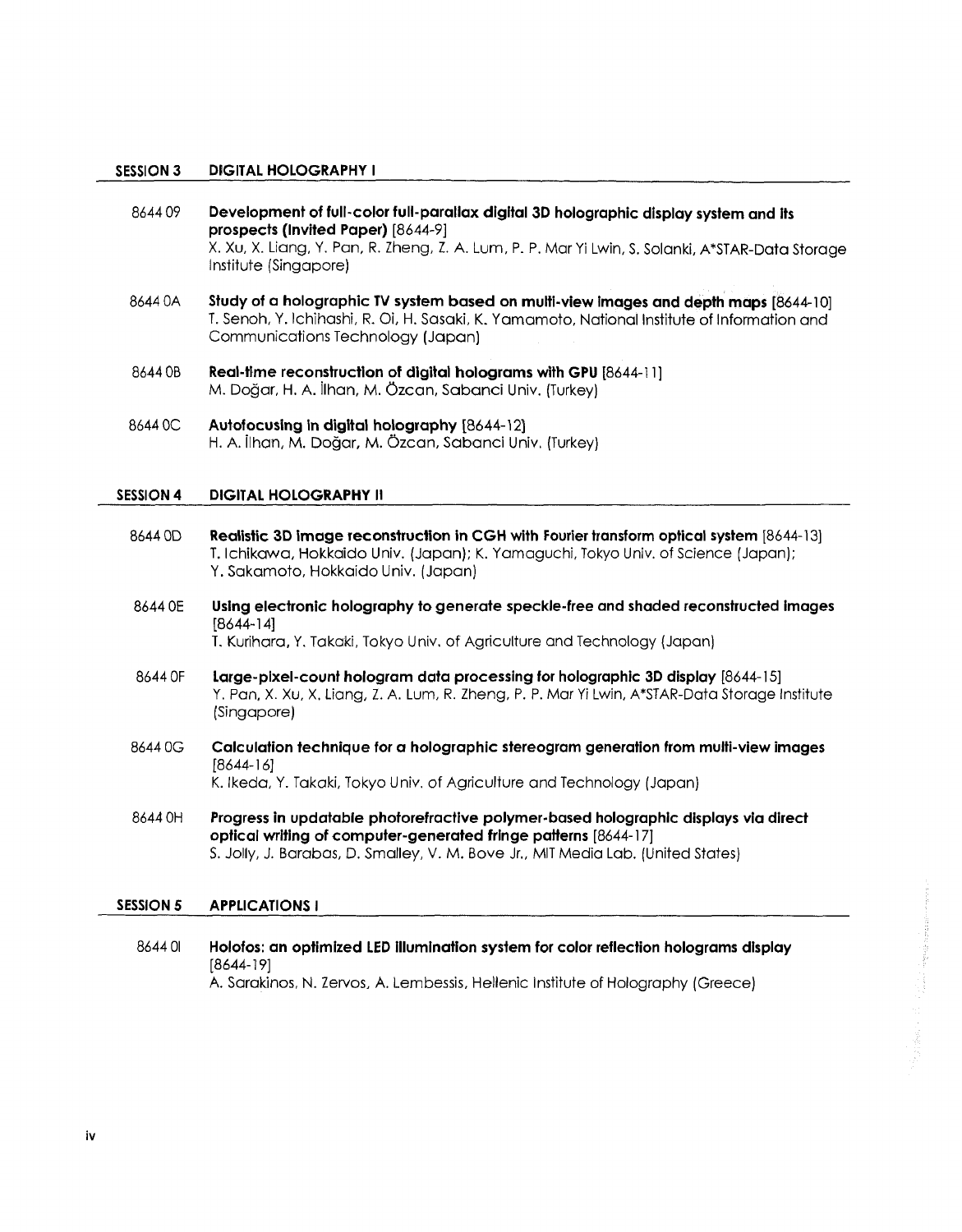## SESSION 3 DIGITAL HOLOGRAPHY I

8644 09 **Development of full-color full-parallax digital 3D holographic display system and its prospects (Invited Paper)** [8644-9]
X. Xu, X. Liang, Y. Pan, R. Zheng, Z. A. Lum, P. P. Mar Yi Lwin, S. Solanki, A*STAR-Data Storage Institute (Singapore)

8644 0A **Study of a holographic TV system based on multi-view images and depth maps** [8644-10]
T. Senoh, Y. Ichihashi, R. Oi, H. Sasaki, K. Yamamoto, National Institute of Information and Communications Technology (Japan)

8644 0B **Real-time reconstruction of digital holograms with GPU** [8644-11]
M. Doğar, H. A. İlhan, M. Özcan, Sabanci Univ. (Turkey)

8644 0C **Autofocusing in digital holography** [8644-12]
H. A. İlhan, M. Doğar, M. Özcan, Sabanci Univ. (Turkey)

## SESSION 4 DIGITAL HOLOGRAPHY II

8644 0D **Realistic 3D image reconstruction in CGH with Fourier transform optical system** [8644-13]
T. Ichikawa, Hokkaido Univ. (Japan); K. Yamaguchi, Tokyo Univ. of Science (Japan); Y. Sakamoto, Hokkaido Univ. (Japan)

8644 0E **Using electronic holography to generate speckle-free and shaded reconstructed images** [8644-14]
T. Kurihara, Y. Takaki, Tokyo Univ. of Agriculture and Technology (Japan)

8644 0F **Large-pixel-count hologram data processing for holographic 3D display** [8644-15]
Y. Pan, X. Xu, X. Liang, Z. A. Lum, R. Zheng, P. P. Mar Yi Lwin, A*STAR-Data Storage Institute (Singapore)

8644 0G **Calculation technique for a holographic stereogram generation from multi-view images** [8644-16]
K. Ikeda, Y. Takaki, Tokyo Univ. of Agriculture and Technology (Japan)

8644 0H **Progress in updatable photorefractive polymer-based holographic displays via direct optical writing of computer-generated fringe patterns** [8644-17]
S. Jolly, J. Barabas, D. Smalley, V. M. Bove Jr., MIT Media Lab. (United States)

## SESSION 5 APPLICATIONS I

8644 0I **Holofos: an optimized LED illumination system for color reflection holograms display** [8644-19]
A. Sarakinos, N. Zervos, A. Lembessis, Hellenic Institute of Holography (Greece)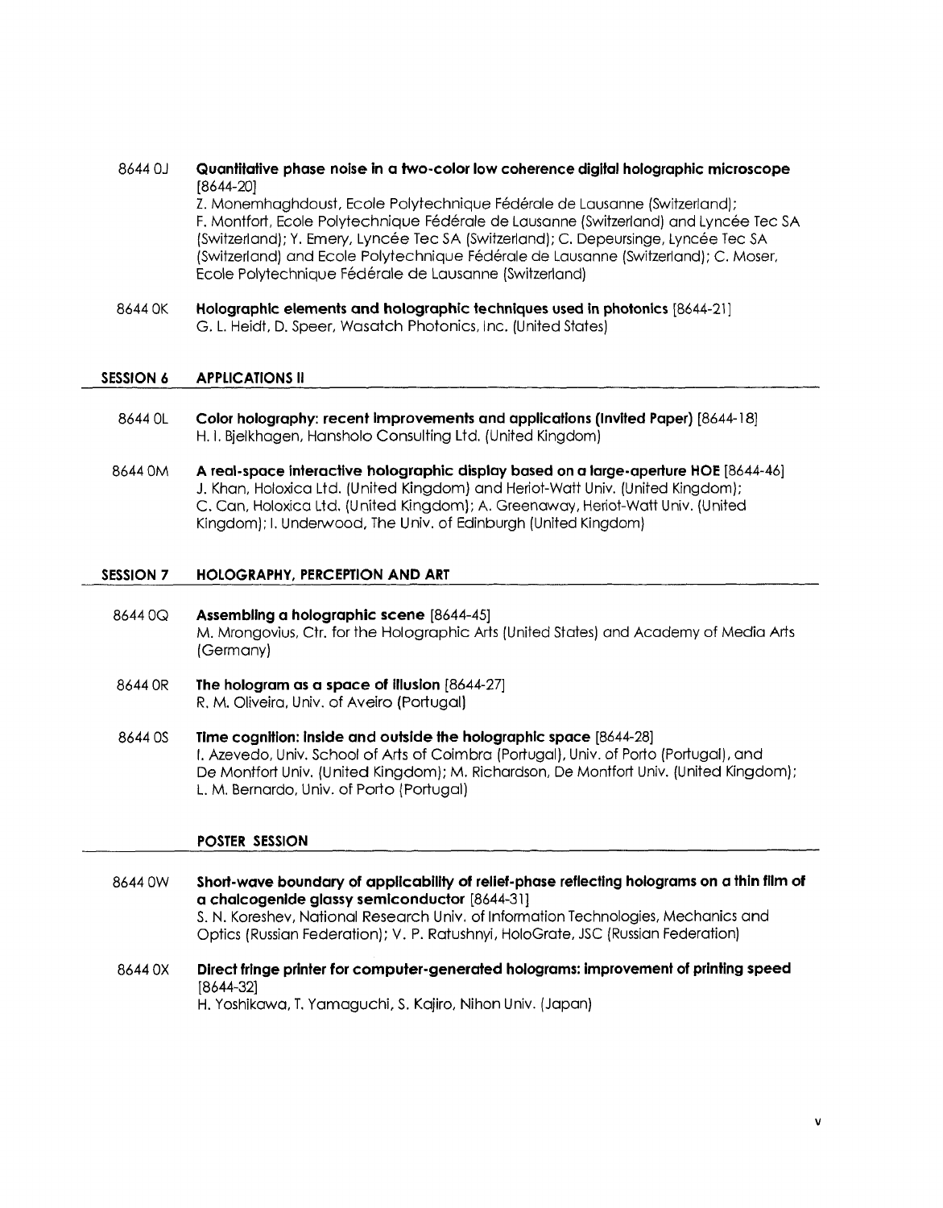8644 0J **Quantitative phase noise in a two-color low coherence digital holographic microscope** [8644-20]
Z. Monemhaghdoust, Ecole Polytechnique Fédérale de Lausanne (Switzerland); F. Montfort, Ecole Polytechnique Fédérale de Lausanne (Switzerland) and Lyncée Tec SA (Switzerland); Y. Emery, Lyncée Tec SA (Switzerland); C. Depeursinge, Lyncée Tec SA (Switzerland) and Ecole Polytechnique Fédérale de Lausanne (Switzerland); C. Moser, Ecole Polytechnique Fédérale de Lausanne (Switzerland)

8644 0K **Holographic elements and holographic techniques used in photonics** [8644-21]
G. L. Heidt, D. Speer, Wasatch Photonics, Inc. (United States)

## SESSION 6 APPLICATIONS II

8644 0L **Color holography: recent improvements and applications (Invited Paper)** [8644-18]
H. I. Bjelkhagen, Hansholo Consulting Ltd. (United Kingdom)

8644 0M **A real-space interactive holographic display based on a large-aperture HOE** [8644-46]
J. Khan, Holoxica Ltd. (United Kingdom) and Heriot-Watt Univ. (United Kingdom); C. Can, Holoxica Ltd. (United Kingdom); A. Greenaway, Heriot-Watt Univ. (United Kingdom); I. Underwood, The Univ. of Edinburgh (United Kingdom)

## SESSION 7 HOLOGRAPHY, PERCEPTION AND ART

8644 0Q **Assembling a holographic scene** [8644-45]
M. Mrongovius, Ctr. for the Holographic Arts (United States) and Academy of Media Arts (Germany)

8644 0R **The hologram as a space of illusion** [8644-27]
R. M. Oliveira, Univ. of Aveiro (Portugal)

8644 0S **Time cognition: inside and outside the holographic space** [8644-28]
I. Azevedo, Univ. School of Arts of Coimbra (Portugal), Univ. of Porto (Portugal), and De Montfort Univ. (United Kingdom); M. Richardson, De Montfort Univ. (United Kingdom); L. M. Bernardo, Univ. of Porto (Portugal)

## POSTER SESSION

8644 0W **Short-wave boundary of applicability of relief-phase reflecting holograms on a thin film of a chalcogenide glassy semiconductor** [8644-31]
S. N. Koreshev, National Research Univ. of Information Technologies, Mechanics and Optics (Russian Federation); V. P. Ratushnyi, HoloGrate, JSC (Russian Federation)

8644 0X **Direct fringe printer for computer-generated holograms: improvement of printing speed** [8644-32]
H. Yoshikawa, T. Yamaguchi, S. Kajiro, Nihon Univ. (Japan)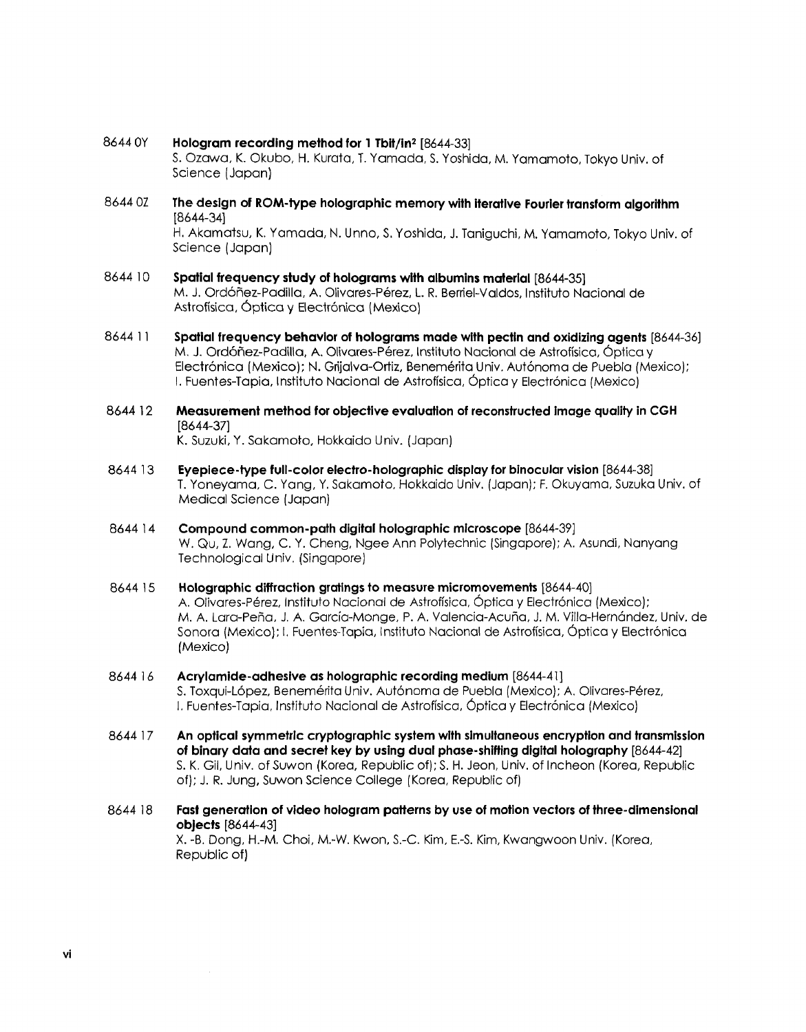8644 0Y **Hologram recording method for 1 Tbit/in$^2$** [8644-33]
S. Ozawa, K. Okubo, H. Kurata, T. Yamada, S. Yoshida, M. Yamamoto, Tokyo Univ. of Science (Japan)

8644 0Z **The design of ROM-type holographic memory with iterative Fourier transform algorithm** [8644-34]
H. Akamatsu, K. Yamada, N. Unno, S. Yoshida, J. Taniguchi, M. Yamamoto, Tokyo Univ. of Science (Japan)

8644 10 **Spatial frequency study of holograms with albumins material** [8644-35]
M. J. Ordóñez-Padilla, A. Olivares-Pérez, L. R. Berriel-Valdos, Instituto Nacional de Astrofísica, Óptica y Electrónica (Mexico)

8644 11 **Spatial frequency behavior of holograms made with pectin and oxidizing agents** [8644-36]
M. J. Ordóñez-Padilla, A. Olivares-Pérez, Instituto Nacional de Astrofísica, Óptica y Electrónica (Mexico); N. Grijalva-Ortiz, Benemérita Univ. Autónoma de Puebla (Mexico); I. Fuentes-Tapia, Instituto Nacional de Astrofísica, Óptica y Electrónica (Mexico)

8644 12 **Measurement method for objective evaluation of reconstructed image quality in CGH** [8644-37]
K. Suzuki, Y. Sakamoto, Hokkaido Univ. (Japan)

8644 13 **Eyepiece-type full-color electro-holographic display for binocular vision** [8644-38]
T. Yoneyama, C. Yang, Y. Sakamoto, Hokkaido Univ. (Japan); F. Okuyama, Suzuka Univ. of Medical Science (Japan)

8644 14 **Compound common-path digital holographic microscope** [8644-39]
W. Qu, Z. Wang, C. Y. Cheng, Ngee Ann Polytechnic (Singapore); A. Asundi, Nanyang Technological Univ. (Singapore)

8644 15 **Holographic diffraction gratings to measure micromovements** [8644-40]
A. Olivares-Pérez, Instituto Nacional de Astrofísica, Óptica y Electrónica (Mexico); M. A. Lara-Peña, J. A. García-Monge, P. A. Valencia-Acuña, J. M. Villa-Hernández, Univ. de Sonora (Mexico); I. Fuentes-Tapia, Instituto Nacional de Astrofísica, Óptica y Electrónica (Mexico)

8644 16 **Acrylamide-adhesive as holographic recording medium** [8644-41]
S. Toxqui-López, Benemérita Univ. Autónoma de Puebla (Mexico); A. Olivares-Pérez, I. Fuentes-Tapia, Instituto Nacional de Astrofísica, Óptica y Electrónica (Mexico)

8644 17 **An optical symmetric cryptographic system with simultaneous encryption and transmission of binary data and secret key by using dual phase-shifting digital holography** [8644-42]
S. K. Gil, Univ. of Suwon (Korea, Republic of); S. H. Jeon, Univ. of Incheon (Korea, Republic of); J. R. Jung, Suwon Science College (Korea, Republic of)

8644 18 **Fast generation of video hologram patterns by use of motion vectors of three-dimensional objects** [8644-43]
X. -B. Dong, H.-M. Choi, M.-W. Kwon, S.-C. Kim, E.-S. Kim, Kwangwoon Univ. (Korea, Republic of)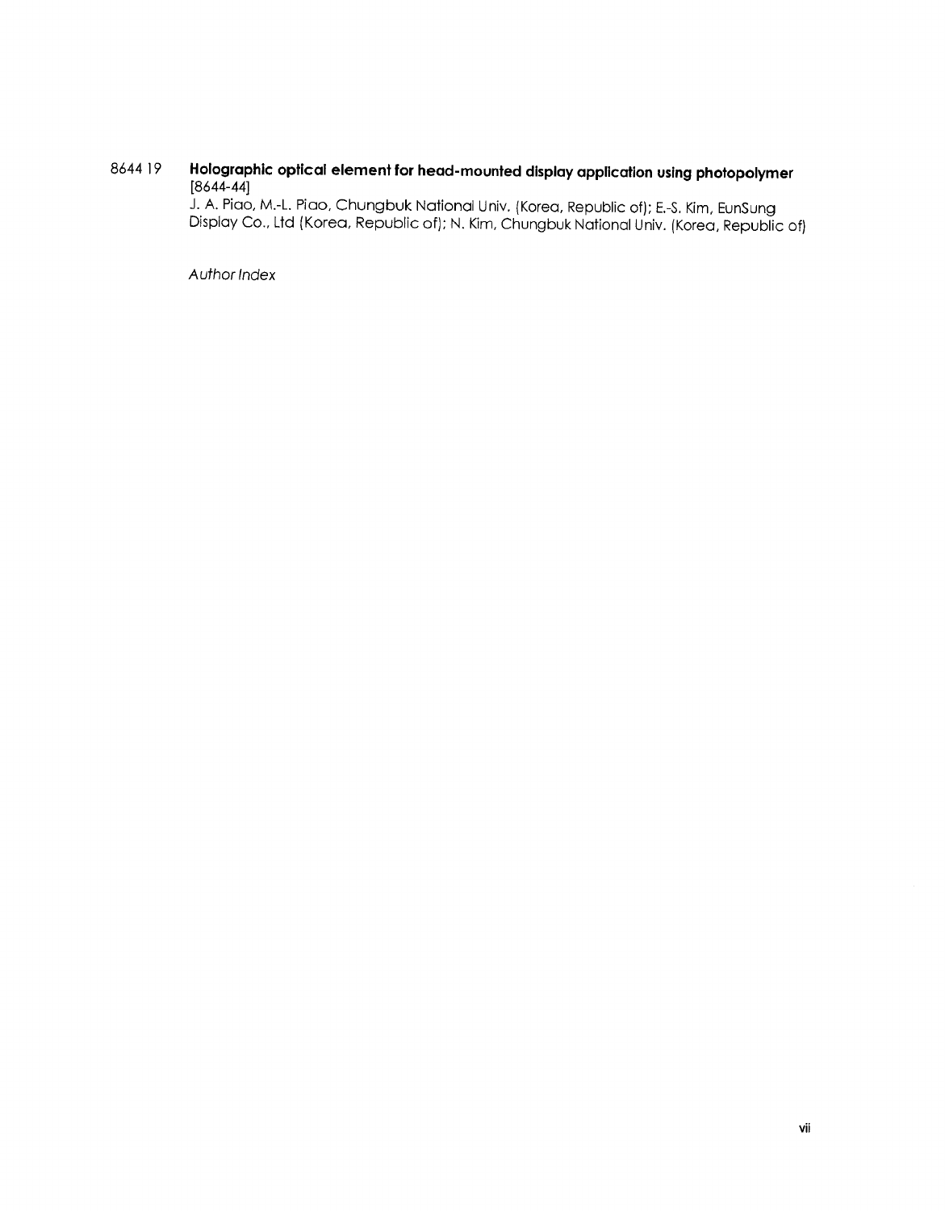8644 19 **Holographic optical element for head-mounted display application using photopolymer** [8644-44]
J. A. Piao, M.-L. Piao, Chungbuk National Univ. (Korea, Republic of); E.-S. Kim, EunSung Display Co., Ltd (Korea, Republic of); N. Kim, Chungbuk National Univ. (Korea, Republic of)

*Author Index*